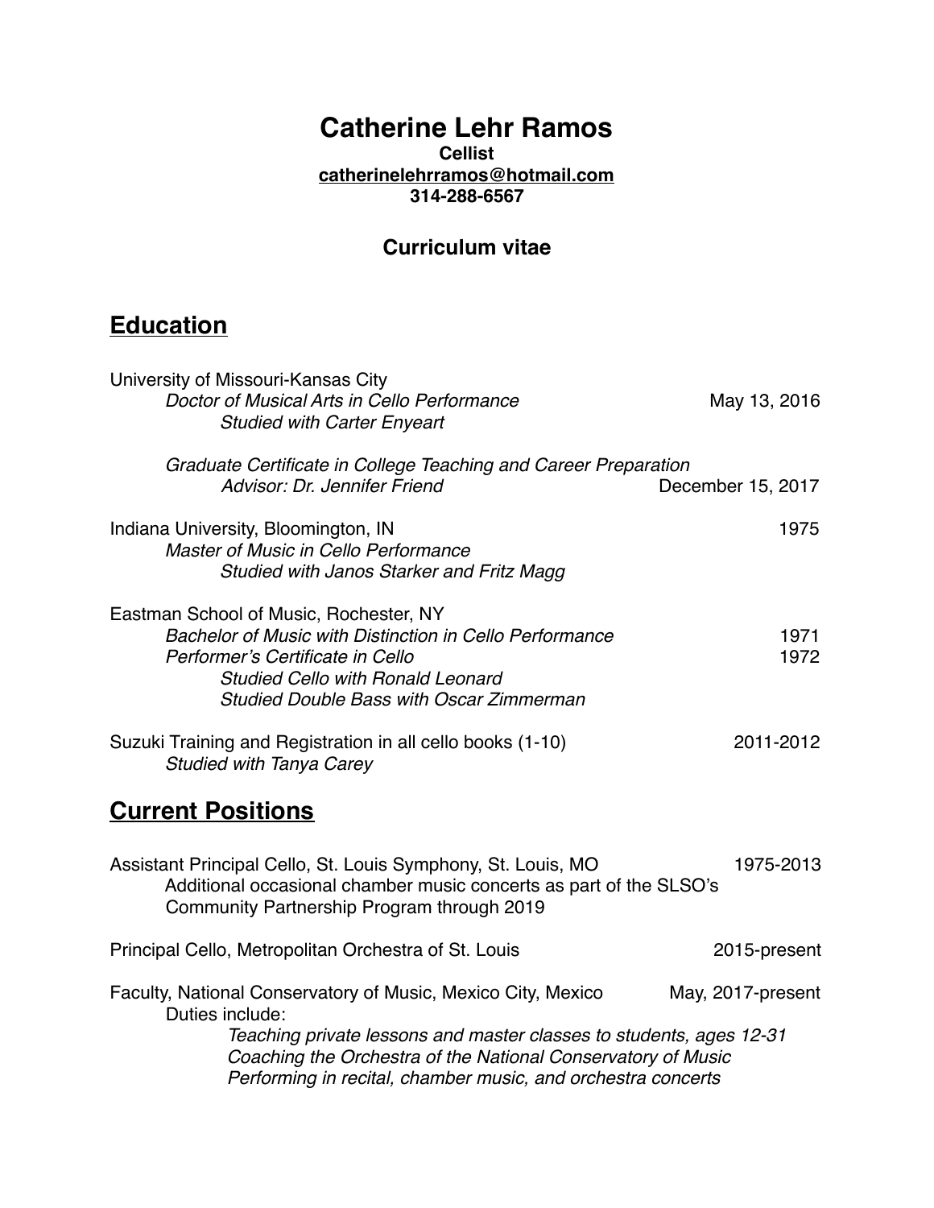# Catherine Lehr Ramos

**Cellist**
**catherinelehrramos@hotmail.com**
**314-288-6567**

### Curriculum vitae

## Education

University of Missouri-Kansas City
*Doctor of Musical Arts in Cello Performance* — May 13, 2016
*Studied with Carter Enyeart*

*Graduate Certificate in College Teaching and Career Preparation*
*Advisor: Dr. Jennifer Friend* — December 15, 2017

Indiana University, Bloomington, IN — 1975
*Master of Music in Cello Performance*
*Studied with Janos Starker and Fritz Magg*

Eastman School of Music, Rochester, NY
*Bachelor of Music with Distinction in Cello Performance* — 1971
*Performer's Certificate in Cello* — 1972
*Studied Cello with Ronald Leonard*
*Studied Double Bass with Oscar Zimmerman*

Suzuki Training and Registration in all cello books (1-10) — 2011-2012
*Studied with Tanya Carey*

## Current Positions

Assistant Principal Cello, St. Louis Symphony, St. Louis, MO — 1975-2013
Additional occasional chamber music concerts as part of the SLSO's Community Partnership Program through 2019

Principal Cello, Metropolitan Orchestra of St. Louis — 2015-present

Faculty, National Conservatory of Music, Mexico City, Mexico — May, 2017-present
Duties include:
- *Teaching private lessons and master classes to students, ages 12-31*
- *Coaching the Orchestra of the National Conservatory of Music*
- *Performing in recital, chamber music, and orchestra concerts*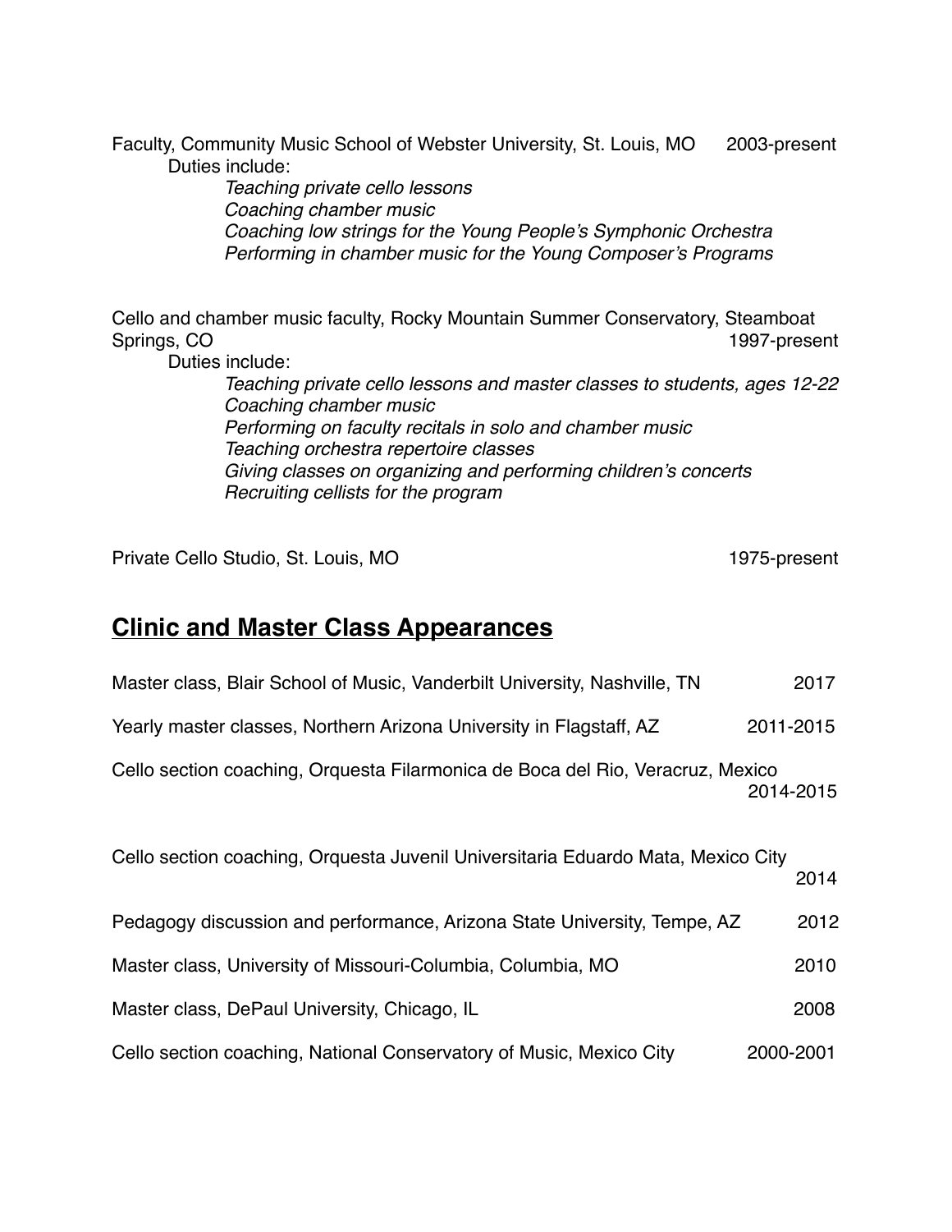Faculty, Community Music School of Webster University, St. Louis, MO 2003-present

Duties include:

*Teaching private cello lessons*
*Coaching chamber music*
*Coaching low strings for the Young People's Symphonic Orchestra*
*Performing in chamber music for the Young Composer's Programs*

Cello and chamber music faculty, Rocky Mountain Summer Conservatory, Steamboat Springs, CO 1997-present

Duties include:

*Teaching private cello lessons and master classes to students, ages 12-22*
*Coaching chamber music*
*Performing on faculty recitals in solo and chamber music*
*Teaching orchestra repertoire classes*
*Giving classes on organizing and performing children's concerts*
*Recruiting cellists for the program*

Private Cello Studio, St. Louis, MO 1975-present

## Clinic and Master Class Appearances

Master class, Blair School of Music, Vanderbilt University, Nashville, TN 2017

Yearly master classes, Northern Arizona University in Flagstaff, AZ 2011-2015

Cello section coaching, Orquesta Filarmonica de Boca del Rio, Veracruz, Mexico 2014-2015

Cello section coaching, Orquesta Juvenil Universitaria Eduardo Mata, Mexico City 2014

Pedagogy discussion and performance, Arizona State University, Tempe, AZ 2012

Master class, University of Missouri-Columbia, Columbia, MO 2010

Master class, DePaul University, Chicago, IL 2008

Cello section coaching, National Conservatory of Music, Mexico City 2000-2001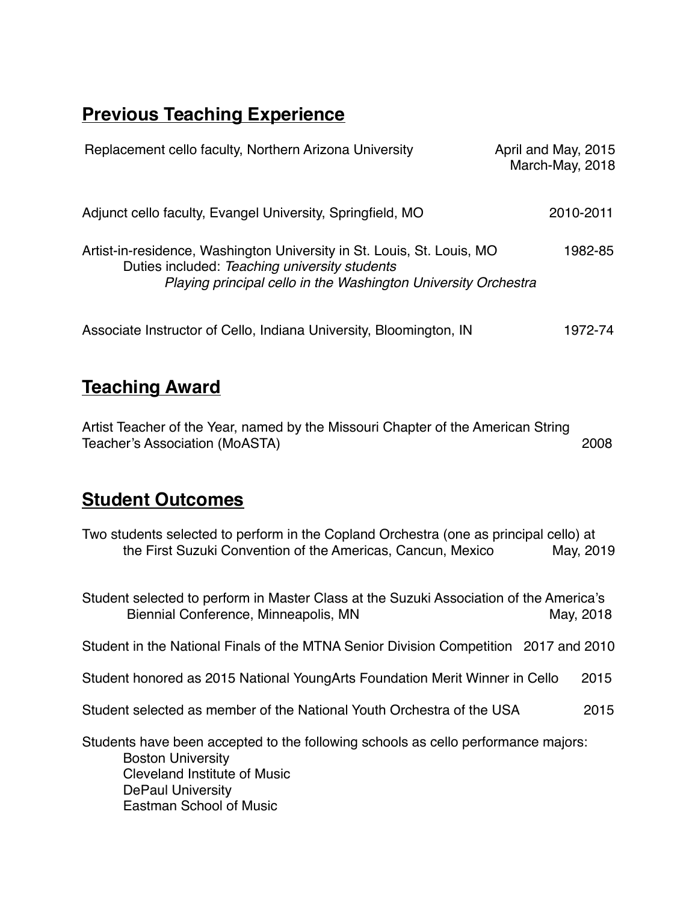## **Previous Teaching Experience**

Replacement cello faculty, Northern Arizona University — April and May, 2015; March-May, 2018

Adjunct cello faculty, Evangel University, Springfield, MO — 2010-2011

Artist-in-residence, Washington University in St. Louis, St. Louis, MO — 1982-85
Duties included: *Teaching university students*
*Playing principal cello in the Washington University Orchestra*

Associate Instructor of Cello, Indiana University, Bloomington, IN — 1972-74

## **Teaching Award**

Artist Teacher of the Year, named by the Missouri Chapter of the American String Teacher's Association (MoASTA) — 2008

## **Student Outcomes**

Two students selected to perform in the Copland Orchestra (one as principal cello) at the First Suzuki Convention of the Americas, Cancun, Mexico — May, 2019

Student selected to perform in Master Class at the Suzuki Association of the America's Biennial Conference, Minneapolis, MN — May, 2018

Student in the National Finals of the MTNA Senior Division Competition — 2017 and 2010

Student honored as 2015 National YoungArts Foundation Merit Winner in Cello — 2015

Student selected as member of the National Youth Orchestra of the USA — 2015

Students have been accepted to the following schools as cello performance majors:

- Boston University
- Cleveland Institute of Music
- DePaul University
- Eastman School of Music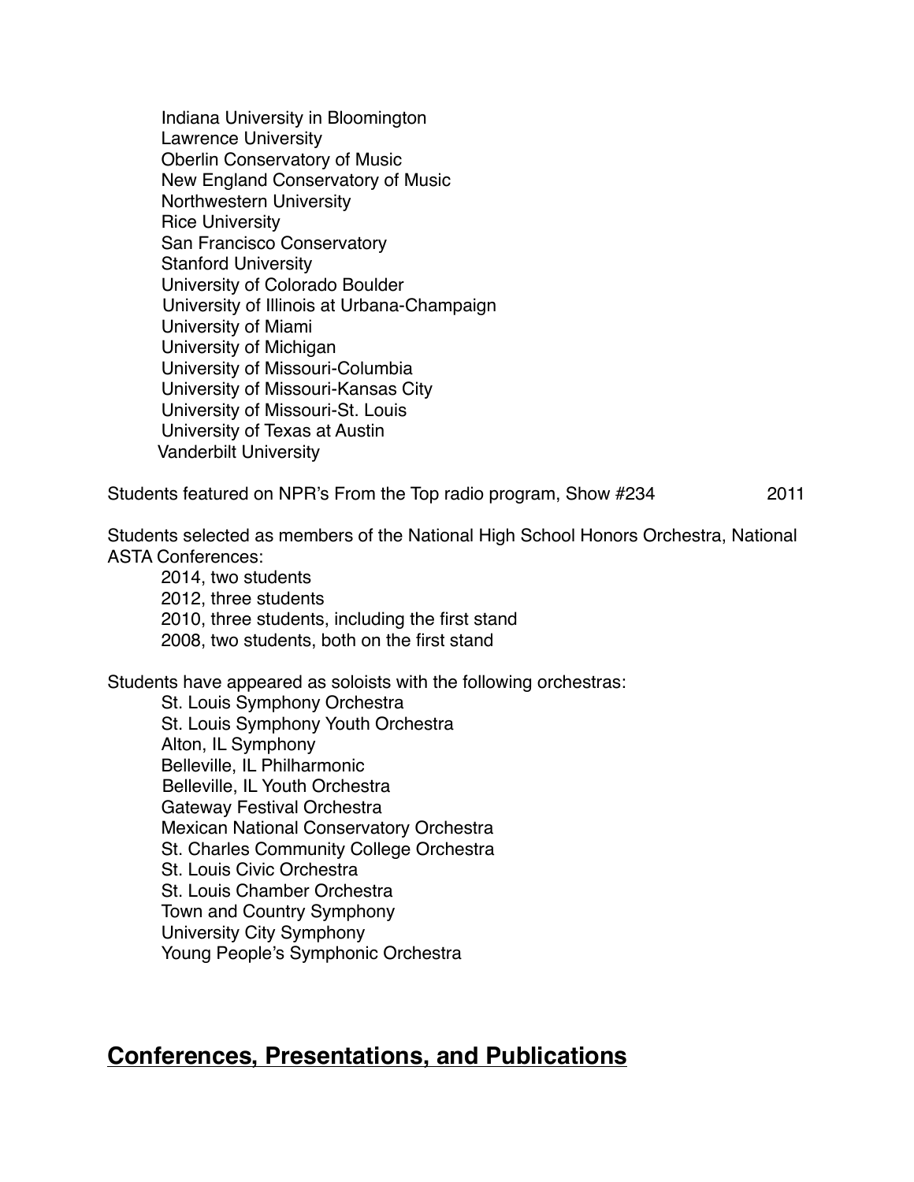- Indiana University in Bloomington
- Lawrence University
- Oberlin Conservatory of Music
- New England Conservatory of Music
- Northwestern University
- Rice University
- San Francisco Conservatory
- Stanford University
- University of Colorado Boulder
- University of Illinois at Urbana-Champaign
- University of Miami
- University of Michigan
- University of Missouri-Columbia
- University of Missouri-Kansas City
- University of Missouri-St. Louis
- University of Texas at Austin
- Vanderbilt University

Students featured on NPR's From the Top radio program, Show #234 — 2011

Students selected as members of the National High School Honors Orchestra, National ASTA Conferences:

- 2014, two students
- 2012, three students
- 2010, three students, including the first stand
- 2008, two students, both on the first stand

Students have appeared as soloists with the following orchestras:

- St. Louis Symphony Orchestra
- St. Louis Symphony Youth Orchestra
- Alton, IL Symphony
- Belleville, IL Philharmonic
- Belleville, IL Youth Orchestra
- Gateway Festival Orchestra
- Mexican National Conservatory Orchestra
- St. Charles Community College Orchestra
- St. Louis Civic Orchestra
- St. Louis Chamber Orchestra
- Town and Country Symphony
- University City Symphony
- Young People's Symphonic Orchestra

## Conferences, Presentations, and Publications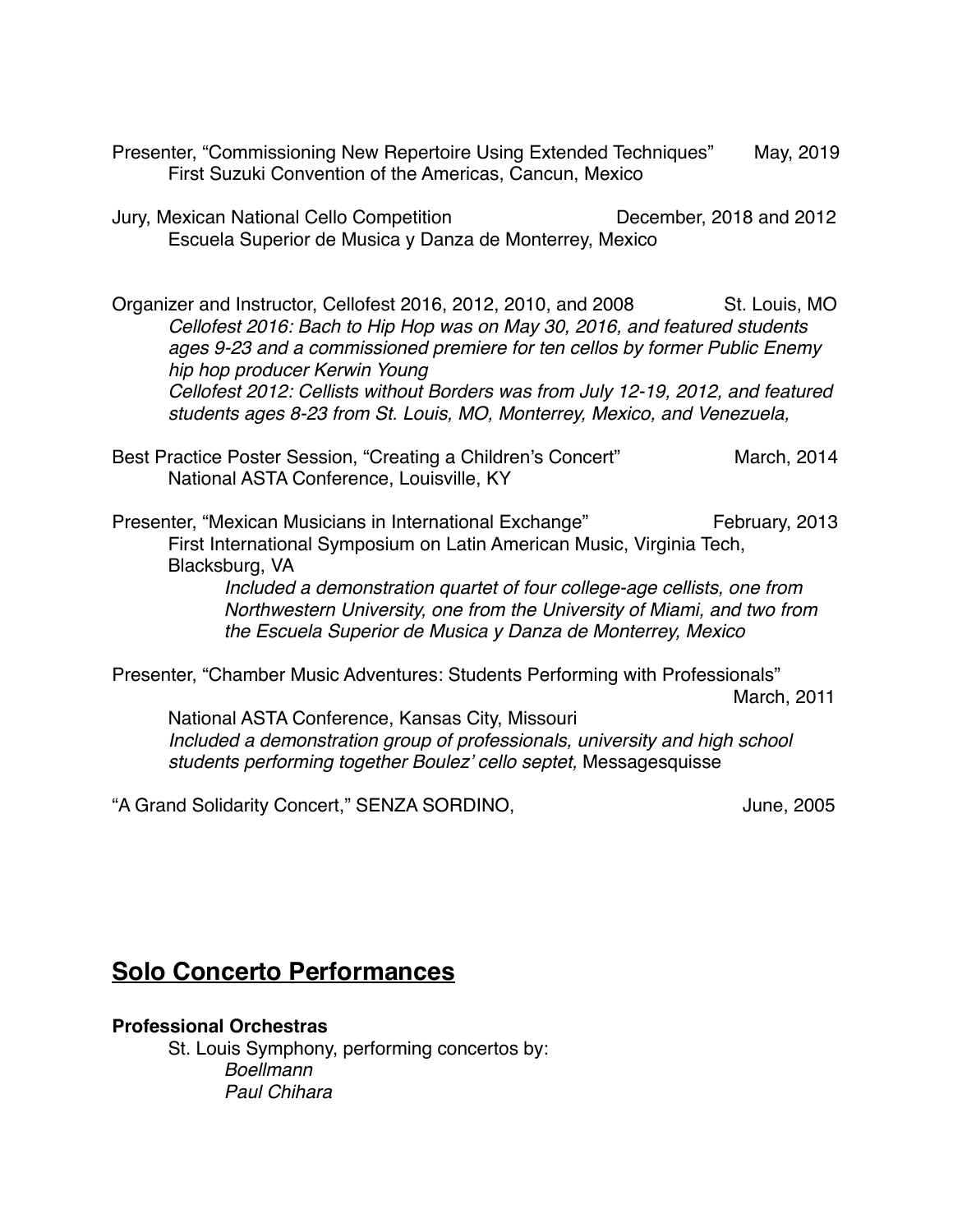Presenter, "Commissioning New Repertoire Using Extended Techniques" May, 2019
First Suzuki Convention of the Americas, Cancun, Mexico

Jury, Mexican National Cello Competition December, 2018 and 2012
Escuela Superior de Musica y Danza de Monterrey, Mexico

Organizer and Instructor, Cellofest 2016, 2012, 2010, and 2008 St. Louis, MO
*Cellofest 2016: Bach to Hip Hop was on May 30, 2016, and featured students ages 9-23 and a commissioned premiere for ten cellos by former Public Enemy hip hop producer Kerwin Young*
*Cellofest 2012: Cellists without Borders was from July 12-19, 2012, and featured students ages 8-23 from St. Louis, MO, Monterrey, Mexico, and Venezuela,*

Best Practice Poster Session, "Creating a Children's Concert" March, 2014
National ASTA Conference, Louisville, KY

Presenter, "Mexican Musicians in International Exchange" February, 2013
First International Symposium on Latin American Music, Virginia Tech, Blacksburg, VA
*Included a demonstration quartet of four college-age cellists, one from Northwestern University, one from the University of Miami, and two from the Escuela Superior de Musica y Danza de Monterrey, Mexico*

Presenter, "Chamber Music Adventures: Students Performing with Professionals" March, 2011
National ASTA Conference, Kansas City, Missouri
*Included a demonstration group of professionals, university and high school students performing together Boulez' cello septet,* Messagesquisse

"A Grand Solidarity Concert," SENZA SORDINO, June, 2005

## Solo Concerto Performances

**Professional Orchestras**

St. Louis Symphony, performing concertos by:
*Boellmann*
*Paul Chihara*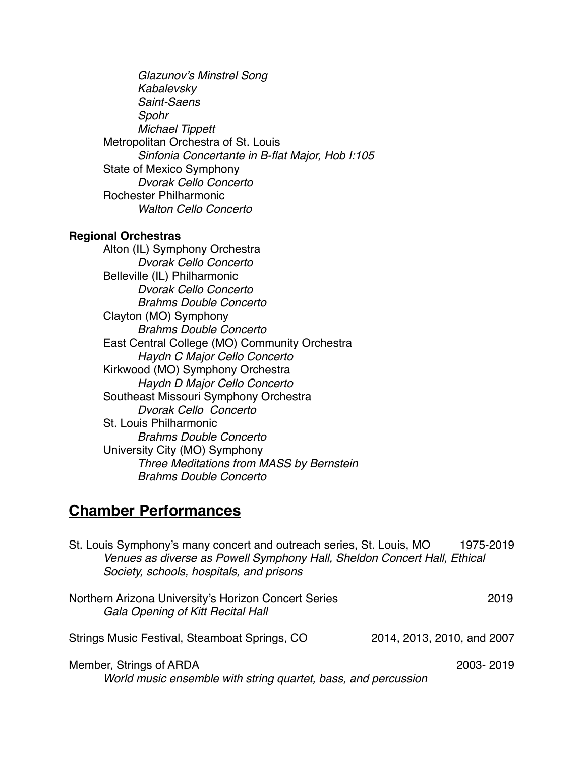*Glazunov's Minstrel Song*
*Kabalevsky*
*Saint-Saens*
*Spohr*
*Michael Tippett*

Metropolitan Orchestra of St. Louis
*Sinfonia Concertante in B-flat Major, Hob I:105*

State of Mexico Symphony
*Dvorak Cello Concerto*

Rochester Philharmonic
*Walton Cello Concerto*

**Regional Orchestras**

Alton (IL) Symphony Orchestra
*Dvorak Cello Concerto*

Belleville (IL) Philharmonic
*Dvorak Cello Concerto*
*Brahms Double Concerto*

Clayton (MO) Symphony
*Brahms Double Concerto*

East Central College (MO) Community Orchestra
*Haydn C Major Cello Concerto*

Kirkwood (MO) Symphony Orchestra
*Haydn D Major Cello Concerto*

Southeast Missouri Symphony Orchestra
*Dvorak Cello Concerto*

St. Louis Philharmonic
*Brahms Double Concerto*

University City (MO) Symphony
*Three Meditations from MASS by Bernstein*
*Brahms Double Concerto*

## Chamber Performances

St. Louis Symphony's many concert and outreach series, St. Louis, MO 1975-2019
*Venues as diverse as Powell Symphony Hall, Sheldon Concert Hall, Ethical Society, schools, hospitals, and prisons*

Northern Arizona University's Horizon Concert Series 2019
*Gala Opening of Kitt Recital Hall*

Strings Music Festival, Steamboat Springs, CO 2014, 2013, 2010, and 2007

Member, Strings of ARDA 2003- 2019
*World music ensemble with string quartet, bass, and percussion*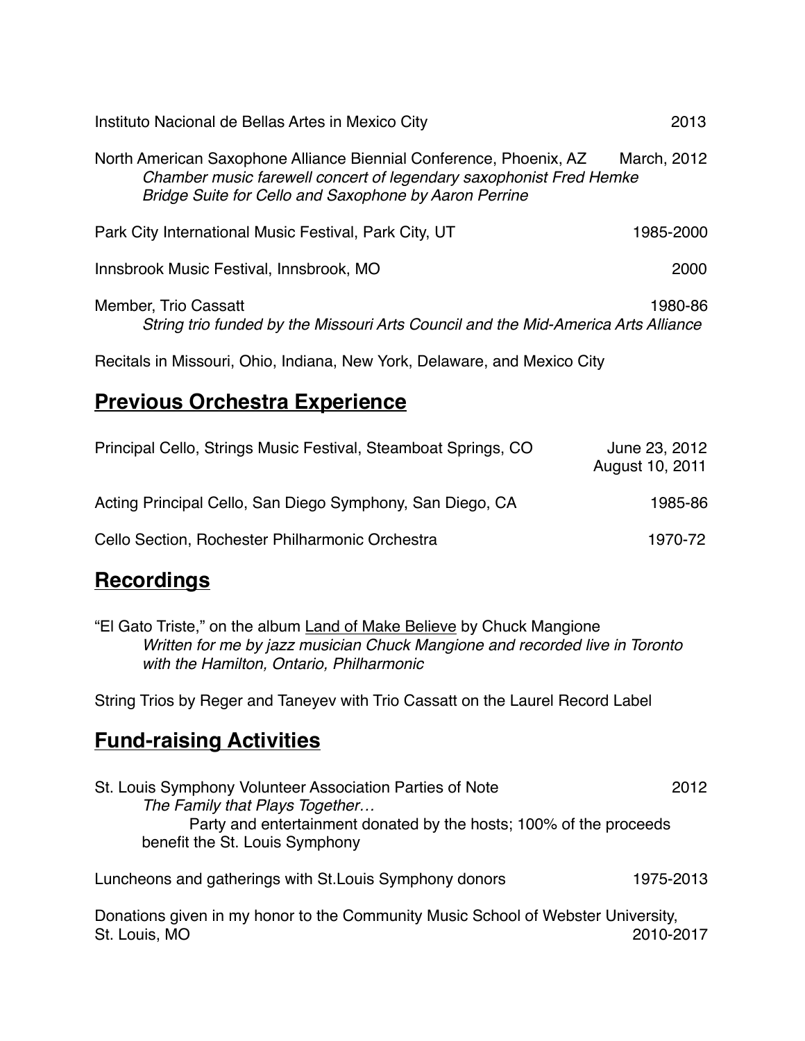Instituto Nacional de Bellas Artes in Mexico City — 2013

North American Saxophone Alliance Biennial Conference, Phoenix, AZ — March, 2012
*Chamber music farewell concert of legendary saxophonist Fred Hemke*
*Bridge Suite for Cello and Saxophone by Aaron Perrine*

Park City International Music Festival, Park City, UT — 1985-2000

Innsbrook Music Festival, Innsbrook, MO — 2000

Member, Trio Cassatt — 1980-86
*String trio funded by the Missouri Arts Council and the Mid-America Arts Alliance*

Recitals in Missouri, Ohio, Indiana, New York, Delaware, and Mexico City

## Previous Orchestra Experience

Principal Cello, Strings Music Festival, Steamboat Springs, CO — June 23, 2012; August 10, 2011

Acting Principal Cello, San Diego Symphony, San Diego, CA — 1985-86

Cello Section, Rochester Philharmonic Orchestra — 1970-72

## Recordings

"El Gato Triste," on the album Land of Make Believe by Chuck Mangione
*Written for me by jazz musician Chuck Mangione and recorded live in Toronto with the Hamilton, Ontario, Philharmonic*

String Trios by Reger and Taneyev with Trio Cassatt on the Laurel Record Label

## Fund-raising Activities

St. Louis Symphony Volunteer Association Parties of Note — 2012
*The Family that Plays Together…*
Party and entertainment donated by the hosts; 100% of the proceeds benefit the St. Louis Symphony

Luncheons and gatherings with St.Louis Symphony donors — 1975-2013

Donations given in my honor to the Community Music School of Webster University, St. Louis, MO — 2010-2017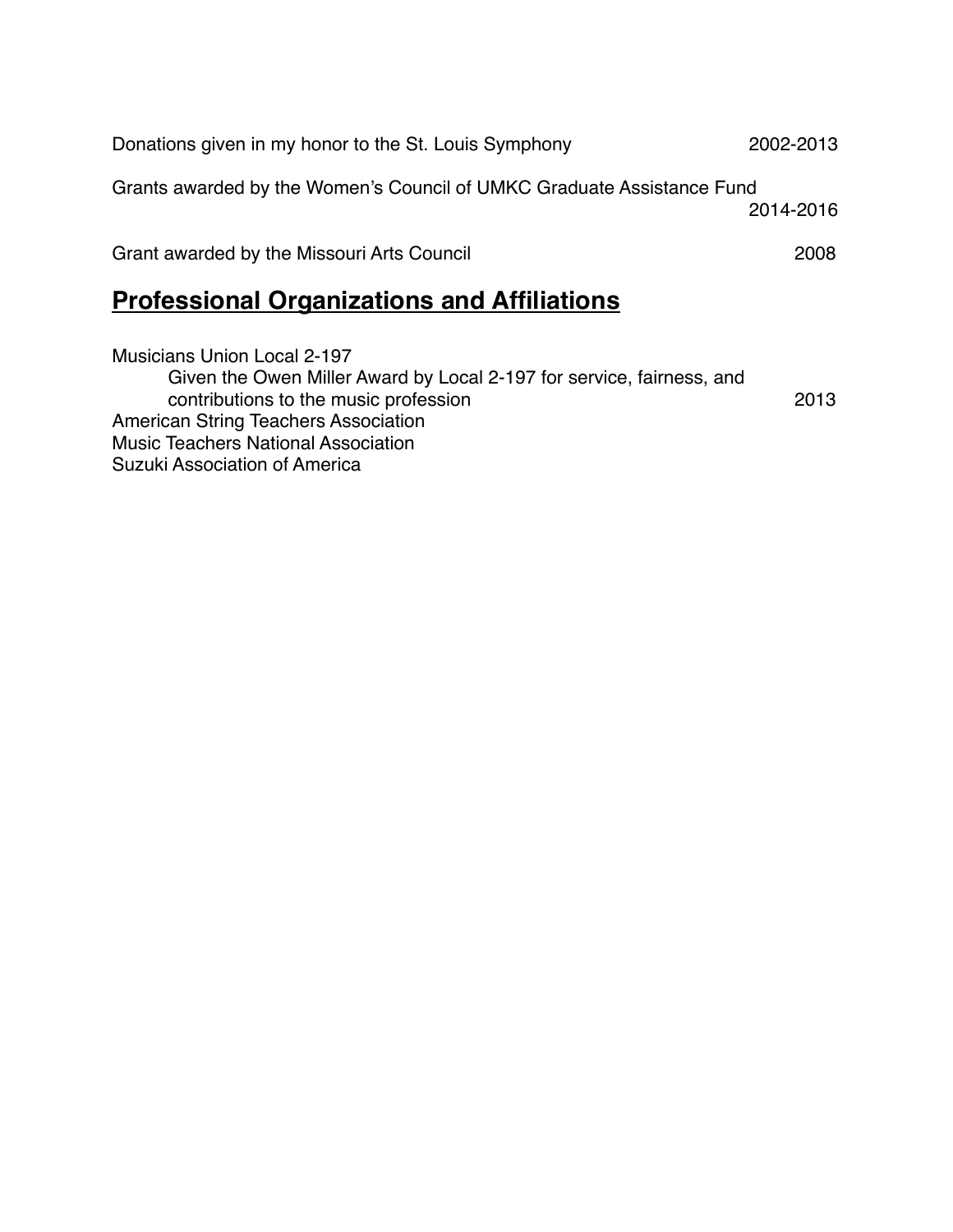Donations given in my honor to the St. Louis Symphony 2002-2013

Grants awarded by the Women's Council of UMKC Graduate Assistance Fund 2014-2016

Grant awarded by the Missouri Arts Council 2008

## **Professional Organizations and Affiliations**

Musicians Union Local 2-197
    Given the Owen Miller Award by Local 2-197 for service, fairness, and contributions to the music profession 2013
American String Teachers Association
Music Teachers National Association
Suzuki Association of America